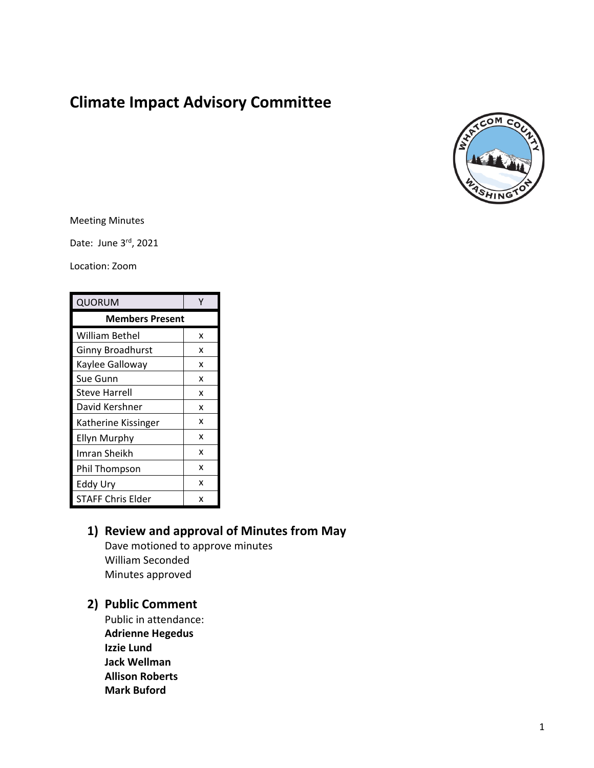# Climate Impact Advisory Committee

Meeting Minutes

Date: June 3rd, 2021

Location: Zoom

| QUORUM | Y |
|---|---|
| **Members Present** | |
| William Bethel | x |
| Ginny Broadhurst | x |
| Kaylee Galloway | x |
| Sue Gunn | x |
| Steve Harrell | x |
| David Kershner | x |
| Katherine Kissinger | x |
| Ellyn Murphy | x |
| Imran Sheikh | x |
| Phil Thompson | x |
| Eddy Ury | x |
| STAFF Chris Elder | x |

## 1) Review and approval of Minutes from May

Dave motioned to approve minutes
William Seconded
Minutes approved

## 2) Public Comment

Public in attendance:
**Adrienne Hegedus**
**Izzie Lund**
**Jack Wellman**
**Allison Roberts**
**Mark Buford**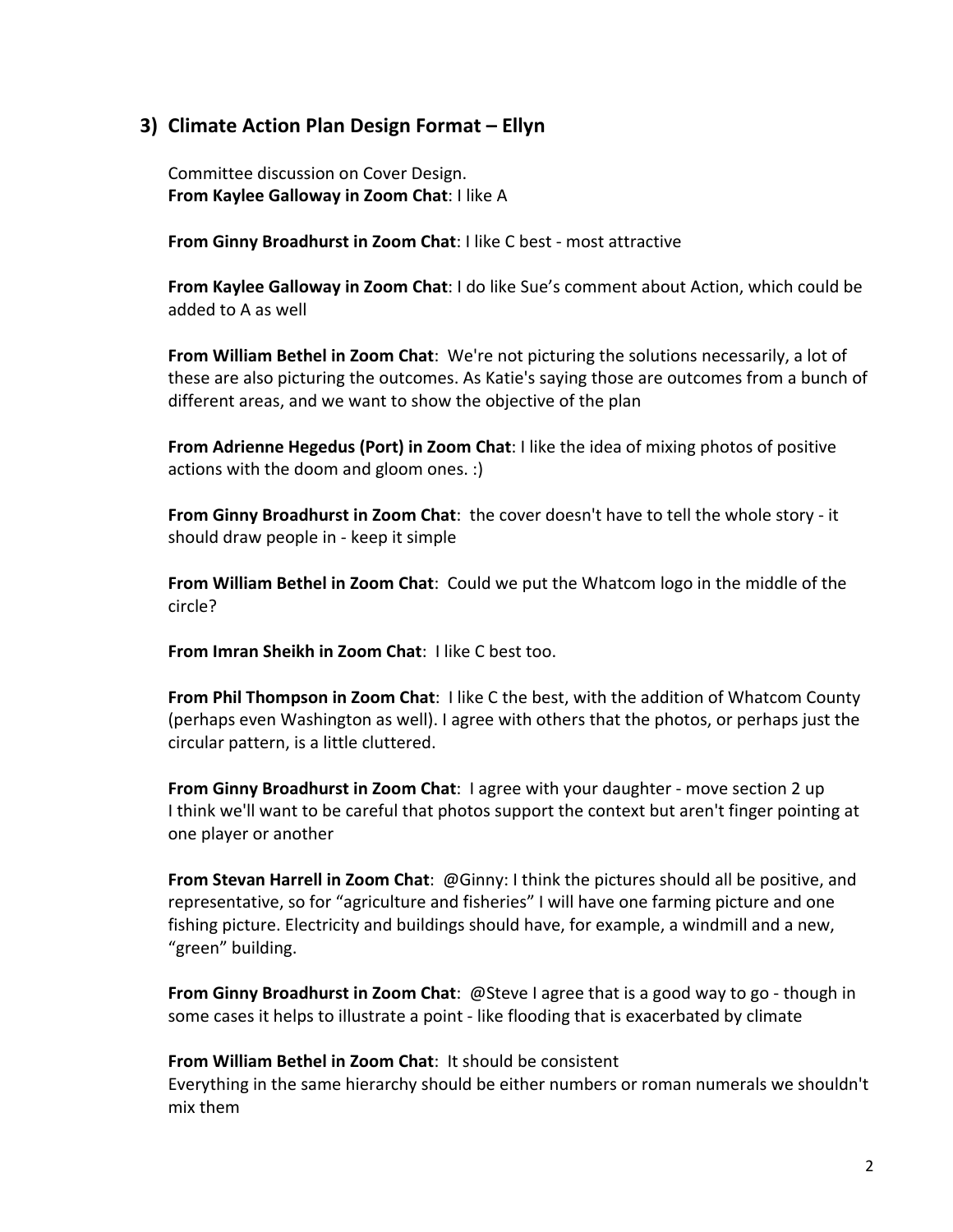## 3) Climate Action Plan Design Format – Ellyn

Committee discussion on Cover Design.
**From Kaylee Galloway in Zoom Chat**: I like A

**From Ginny Broadhurst in Zoom Chat**: I like C best - most attractive

**From Kaylee Galloway in Zoom Chat**: I do like Sue's comment about Action, which could be added to A as well

**From William Bethel in Zoom Chat**: We're not picturing the solutions necessarily, a lot of these are also picturing the outcomes. As Katie's saying those are outcomes from a bunch of different areas, and we want to show the objective of the plan

**From Adrienne Hegedus (Port) in Zoom Chat**: I like the idea of mixing photos of positive actions with the doom and gloom ones. :)

**From Ginny Broadhurst in Zoom Chat**: the cover doesn't have to tell the whole story - it should draw people in - keep it simple

**From William Bethel in Zoom Chat**: Could we put the Whatcom logo in the middle of the circle?

**From Imran Sheikh in Zoom Chat**: I like C best too.

**From Phil Thompson in Zoom Chat**: I like C the best, with the addition of Whatcom County (perhaps even Washington as well). I agree with others that the photos, or perhaps just the circular pattern, is a little cluttered.

**From Ginny Broadhurst in Zoom Chat**: I agree with your daughter - move section 2 up
I think we'll want to be careful that photos support the context but aren't finger pointing at one player or another

**From Stevan Harrell in Zoom Chat**: @Ginny: I think the pictures should all be positive, and representative, so for "agriculture and fisheries" I will have one farming picture and one fishing picture. Electricity and buildings should have, for example, a windmill and a new, "green" building.

**From Ginny Broadhurst in Zoom Chat**: @Steve I agree that is a good way to go - though in some cases it helps to illustrate a point - like flooding that is exacerbated by climate

**From William Bethel in Zoom Chat**: It should be consistent
Everything in the same hierarchy should be either numbers or roman numerals we shouldn't mix them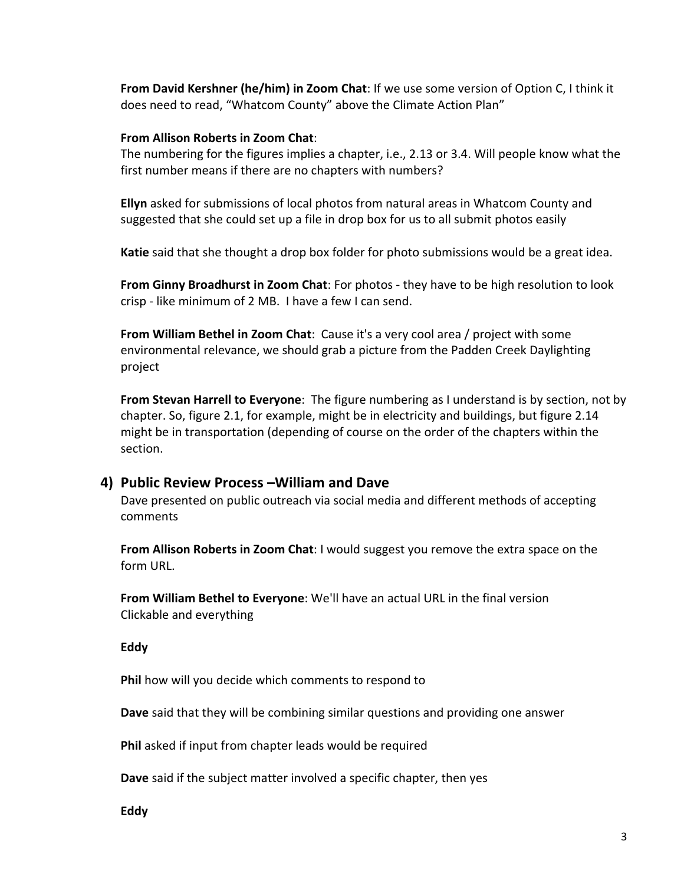**From David Kershner (he/him) in Zoom Chat**: If we use some version of Option C, I think it does need to read, "Whatcom County" above the Climate Action Plan"

**From Allison Roberts in Zoom Chat**:
The numbering for the figures implies a chapter, i.e., 2.13 or 3.4. Will people know what the first number means if there are no chapters with numbers?

**Ellyn** asked for submissions of local photos from natural areas in Whatcom County and suggested that she could set up a file in drop box for us to all submit photos easily

**Katie** said that she thought a drop box folder for photo submissions would be a great idea.

**From Ginny Broadhurst in Zoom Chat**: For photos - they have to be high resolution to look crisp - like minimum of 2 MB. I have a few I can send.

**From William Bethel in Zoom Chat**: Cause it's a very cool area / project with some environmental relevance, we should grab a picture from the Padden Creek Daylighting project

**From Stevan Harrell to Everyone**: The figure numbering as I understand is by section, not by chapter. So, figure 2.1, for example, might be in electricity and buildings, but figure 2.14 might be in transportation (depending of course on the order of the chapters within the section.

## 4) Public Review Process –William and Dave

Dave presented on public outreach via social media and different methods of accepting comments

**From Allison Roberts in Zoom Chat**: I would suggest you remove the extra space on the form URL.

**From William Bethel to Everyone**: We'll have an actual URL in the final version
Clickable and everything

**Eddy**

**Phil** how will you decide which comments to respond to

**Dave** said that they will be combining similar questions and providing one answer

**Phil** asked if input from chapter leads would be required

**Dave** said if the subject matter involved a specific chapter, then yes

**Eddy**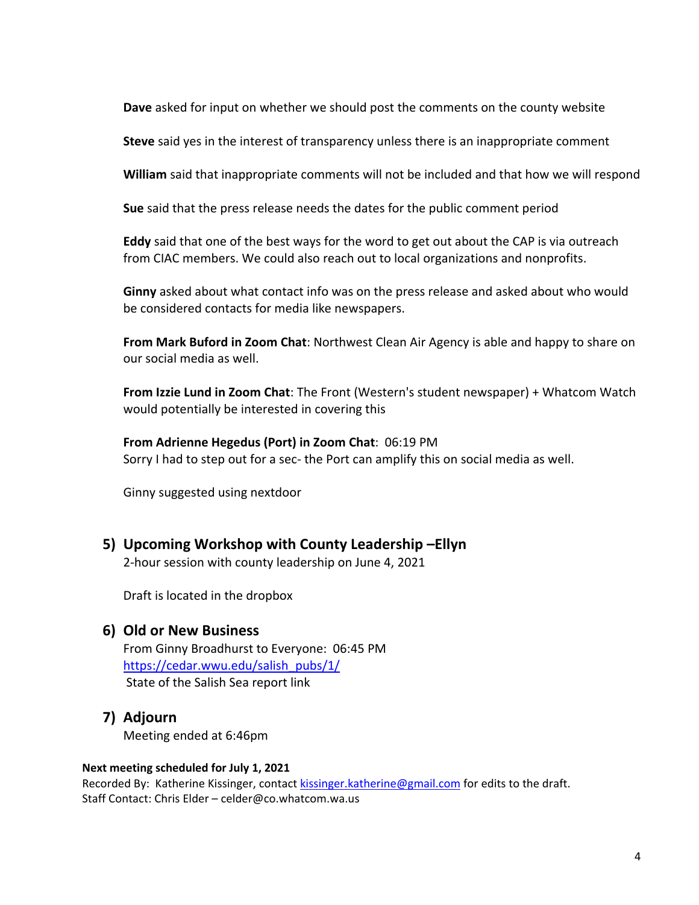**Dave** asked for input on whether we should post the comments on the county website

**Steve** said yes in the interest of transparency unless there is an inappropriate comment

**William** said that inappropriate comments will not be included and that how we will respond

**Sue** said that the press release needs the dates for the public comment period

**Eddy** said that one of the best ways for the word to get out about the CAP is via outreach from CIAC members. We could also reach out to local organizations and nonprofits.

**Ginny** asked about what contact info was on the press release and asked about who would be considered contacts for media like newspapers.

**From Mark Buford in Zoom Chat**: Northwest Clean Air Agency is able and happy to share on our social media as well.

**From Izzie Lund in Zoom Chat**: The Front (Western's student newspaper) + Whatcom Watch would potentially be interested in covering this

**From Adrienne Hegedus (Port) in Zoom Chat**: 06:19 PM
Sorry I had to step out for a sec- the Port can amplify this on social media as well.

Ginny suggested using nextdoor

## 5) Upcoming Workshop with County Leadership –Ellyn

2-hour session with county leadership on June 4, 2021

Draft is located in the dropbox

## 6) Old or New Business

From Ginny Broadhurst to Everyone: 06:45 PM
[https://cedar.wwu.edu/salish_pubs/1/](https://cedar.wwu.edu/salish_pubs/1/)
State of the Salish Sea report link

## 7) Adjourn

Meeting ended at 6:46pm

**Next meeting scheduled for July 1, 2021**
Recorded By: Katherine Kissinger, contact kissinger.katherine@gmail.com for edits to the draft.
Staff Contact: Chris Elder – celder@co.whatcom.wa.us